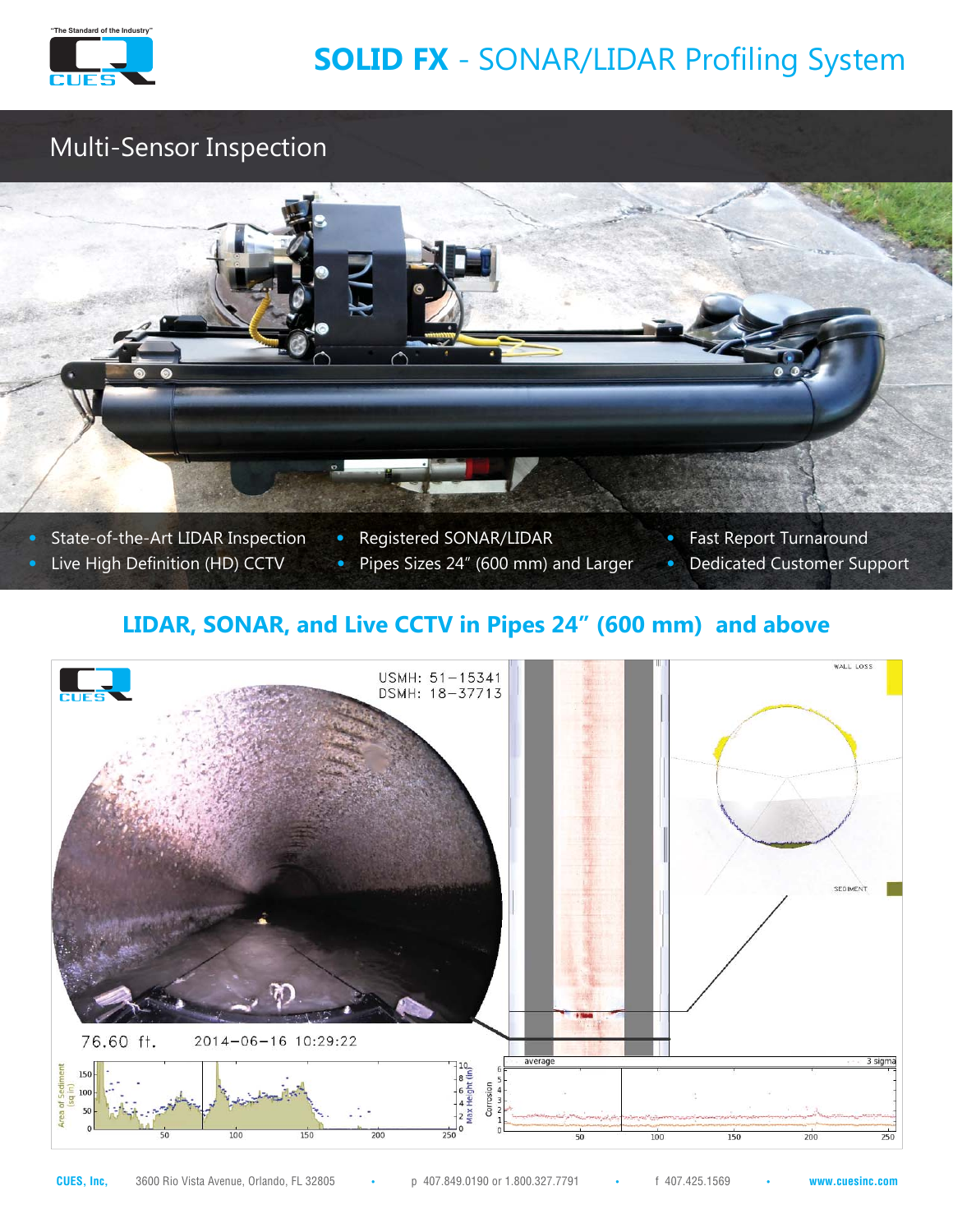# SOLID FX - SONAR/LIDAR Profiling System

## Multi-Sensor Inspection

- State-of-the-Art LIDAR Inspection
- Live High Definition (HD) CCTV
- Registered SONAR/LIDAR
- Pipes Sizes 24" (600 mm) and Larger
- Fast Report Turnaround
- Dedicated Customer Support

## LIDAR, SONAR, and Live CCTV in Pipes 24" (600 mm) and above

CUES, Inc. 3600 Rio Vista Avenue, Orlando, FL 32805 • p 407.849.0190 or 1.800.327.7791 • f 407.425.1569 • www.cuesinc.com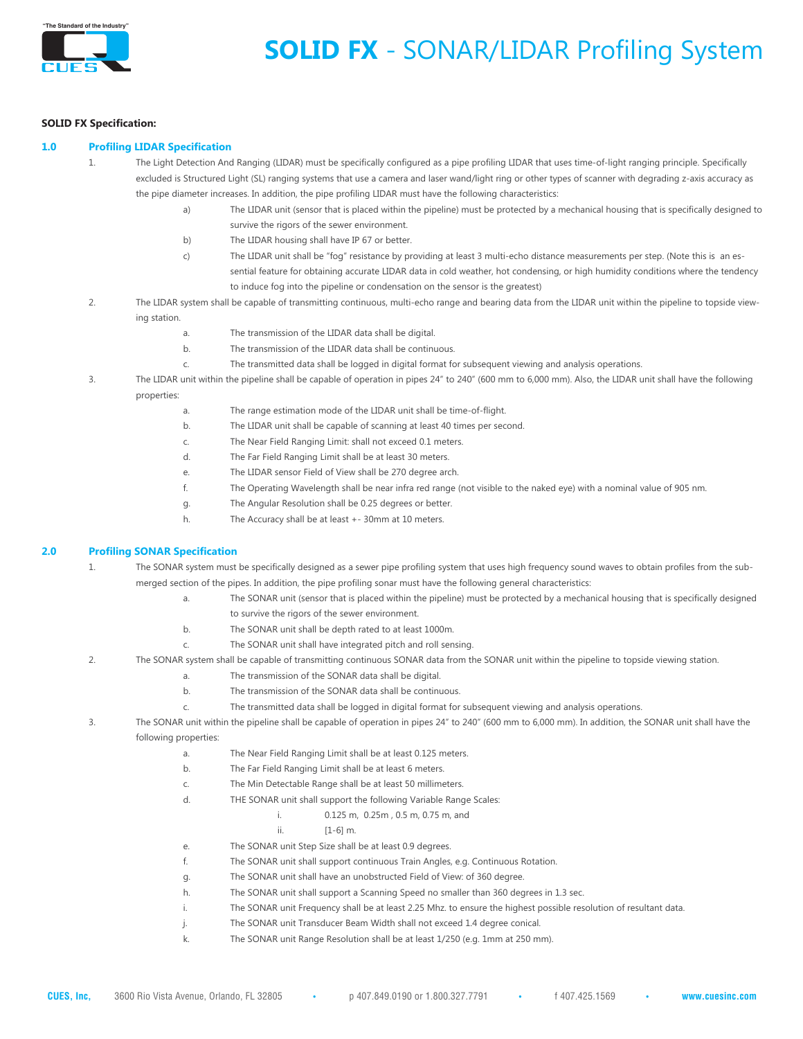# SOLID FX - SONAR/LIDAR Profiling System

**SOLID FX Specification:**

## 1.0 Profiling LIDAR Specification

1. The Light Detection And Ranging (LIDAR) must be specifically configured as a pipe profiling LIDAR that uses time-of-light ranging principle. Specifically excluded is Structured Light (SL) ranging systems that use a camera and laser wand/light ring or other types of scanner with degrading z-axis accuracy as the pipe diameter increases. In addition, the pipe profiling LIDAR must have the following characteristics:
   - a) The LIDAR unit (sensor that is placed within the pipeline) must be protected by a mechanical housing that is specifically designed to survive the rigors of the sewer environment.
   - b) The LIDAR housing shall have IP 67 or better.
   - c) The LIDAR unit shall be "fog" resistance by providing at least 3 multi-echo distance measurements per step. (Note this is an essential feature for obtaining accurate LIDAR data in cold weather, hot condensing, or high humidity conditions where the tendency to induce fog into the pipeline or condensation on the sensor is the greatest)
2. The LIDAR system shall be capable of transmitting continuous, multi-echo range and bearing data from the LIDAR unit within the pipeline to topside viewing station.
   - a. The transmission of the LIDAR data shall be digital.
   - b. The transmission of the LIDAR data shall be continuous.
   - c. The transmitted data shall be logged in digital format for subsequent viewing and analysis operations.
3. The LIDAR unit within the pipeline shall be capable of operation in pipes 24" to 240" (600 mm to 6,000 mm). Also, the LIDAR unit shall have the following properties:
   - a. The range estimation mode of the LIDAR unit shall be time-of-flight.
   - b. The LIDAR unit shall be capable of scanning at least 40 times per second.
   - c. The Near Field Ranging Limit: shall not exceed 0.1 meters.
   - d. The Far Field Ranging Limit shall be at least 30 meters.
   - e. The LIDAR sensor Field of View shall be 270 degree arch.
   - f. The Operating Wavelength shall be near infra red range (not visible to the naked eye) with a nominal value of 905 nm.
   - g. The Angular Resolution shall be 0.25 degrees or better.
   - h. The Accuracy shall be at least +- 30mm at 10 meters.

## 2.0 Profiling SONAR Specification

1. The SONAR system must be specifically designed as a sewer pipe profiling system that uses high frequency sound waves to obtain profiles from the submerged section of the pipes. In addition, the pipe profiling sonar must have the following general characteristics:
   - a. The SONAR unit (sensor that is placed within the pipeline) must be protected by a mechanical housing that is specifically designed to survive the rigors of the sewer environment.
   - b. The SONAR unit shall be depth rated to at least 1000m.
   - c. The SONAR unit shall have integrated pitch and roll sensing.
2. The SONAR system shall be capable of transmitting continuous SONAR data from the SONAR unit within the pipeline to topside viewing station.
   - a. The transmission of the SONAR data shall be digital.
   - b. The transmission of the SONAR data shall be continuous.
   - c. The transmitted data shall be logged in digital format for subsequent viewing and analysis operations.
3. The SONAR unit within the pipeline shall be capable of operation in pipes 24" to 240" (600 mm to 6,000 mm). In addition, the SONAR unit shall have the following properties:
   - a. The Near Field Ranging Limit shall be at least 0.125 meters.
   - b. The Far Field Ranging Limit shall be at least 6 meters.
   - c. The Min Detectable Range shall be at least 50 millimeters.
   - d. THE SONAR unit shall support the following Variable Range Scales:
     - i. 0.125 m, 0.25m , 0.5 m, 0.75 m, and
     - ii. [1-6] m.
   - e. The SONAR unit Step Size shall be at least 0.9 degrees.
   - f. The SONAR unit shall support continuous Train Angles, e.g. Continuous Rotation.
   - g. The SONAR unit shall have an unobstructed Field of View: of 360 degree.
   - h. The SONAR unit shall support a Scanning Speed no smaller than 360 degrees in 1.3 sec.
   - i. The SONAR unit Frequency shall be at least 2.25 Mhz. to ensure the highest possible resolution of resultant data.
   - j. The SONAR unit Transducer Beam Width shall not exceed 1.4 degree conical.
   - k. The SONAR unit Range Resolution shall be at least 1/250 (e.g. 1mm at 250 mm).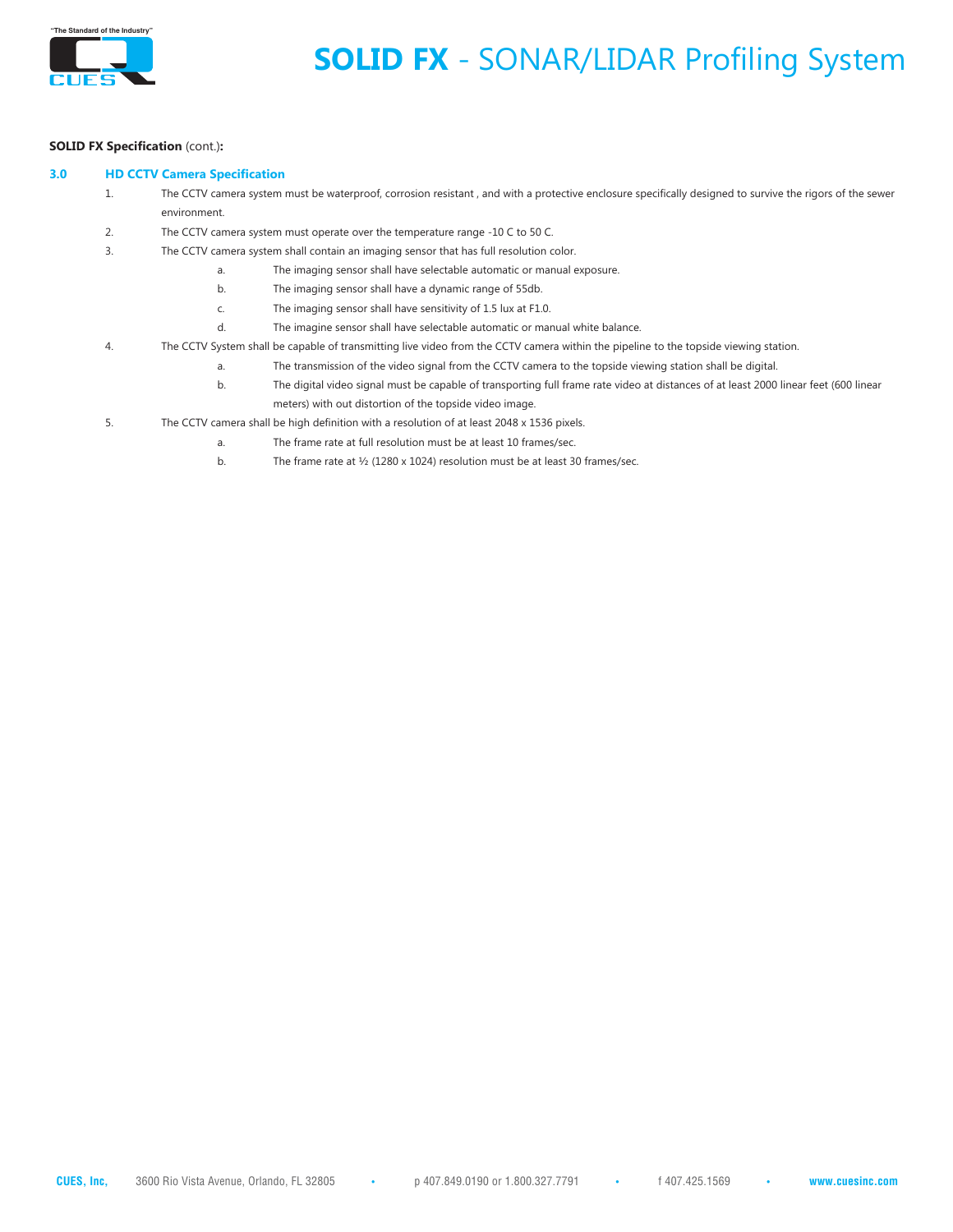**SOLID FX Specification** (cont.)**:**

## 3.0 HD CCTV Camera Specification

1. The CCTV camera system must be waterproof, corrosion resistant , and with a protective enclosure specifically designed to survive the rigors of the sewer environment.
2. The CCTV camera system must operate over the temperature range -10 C to 50 C.
3. The CCTV camera system shall contain an imaging sensor that has full resolution color.
   a. The imaging sensor shall have selectable automatic or manual exposure.
   b. The imaging sensor shall have a dynamic range of 55db.
   c. The imaging sensor shall have sensitivity of 1.5 lux at F1.0.
   d. The imagine sensor shall have selectable automatic or manual white balance.
4. The CCTV System shall be capable of transmitting live video from the CCTV camera within the pipeline to the topside viewing station.
   a. The transmission of the video signal from the CCTV camera to the topside viewing station shall be digital.
   b. The digital video signal must be capable of transporting full frame rate video at distances of at least 2000 linear feet (600 linear meters) with out distortion of the topside video image.
5. The CCTV camera shall be high definition with a resolution of at least 2048 x 1536 pixels.
   a. The frame rate at full resolution must be at least 10 frames/sec.
   b. The frame rate at ½ (1280 x 1024) resolution must be at least 30 frames/sec.